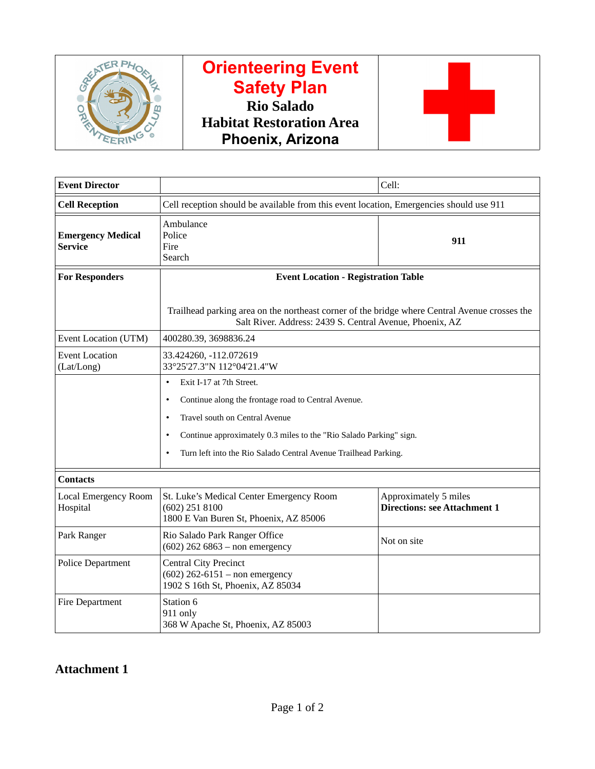# Orienteering Event Safety Plan

## Rio Salado Habitat Restoration Area
## Phoenix, Arizona

| | | |
|---|---|---|
| **Event Director** | | Cell: |
| **Cell Reception** | Cell reception should be available from this event location, Emergencies should use 911 | |
| **Emergency Medical Service** | Ambulance<br>Police<br>Fire<br>Search | **911** |
| **For Responders** | **Event Location - Registration Table**<br><br>Trailhead parking area on the northeast corner of the bridge where Central Avenue crosses the Salt River. Address: 2439 S. Central Avenue, Phoenix, AZ | |
| Event Location (UTM) | 400280.39, 3698836.24 | |
| Event Location (Lat/Long) | 33.424260, -112.072619<br>33°25'27.3"N 112°04'21.4"W | |
| | • Exit I-17 at 7th Street.<br>• Continue along the frontage road to Central Avenue.<br>• Travel south on Central Avenue<br>• Continue approximately 0.3 miles to the "Rio Salado Parking" sign.<br>• Turn left into the Rio Salado Central Avenue Trailhead Parking. | |
| **Contacts** | | |
| Local Emergency Room Hospital | St. Luke's Medical Center Emergency Room<br>(602) 251 8100<br>1800 E Van Buren St, Phoenix, AZ 85006 | Approximately 5 miles<br>**Directions: see Attachment 1** |
| Park Ranger | Rio Salado Park Ranger Office<br>(602) 262 6863 – non emergency | Not on site |
| Police Department | Central City Precinct<br>(602) 262-6151 – non emergency<br>1902 S 16th St, Phoenix, AZ 85034 | |
| Fire Department | Station 6<br>911 only<br>368 W Apache St, Phoenix, AZ 85003 | |

## Attachment 1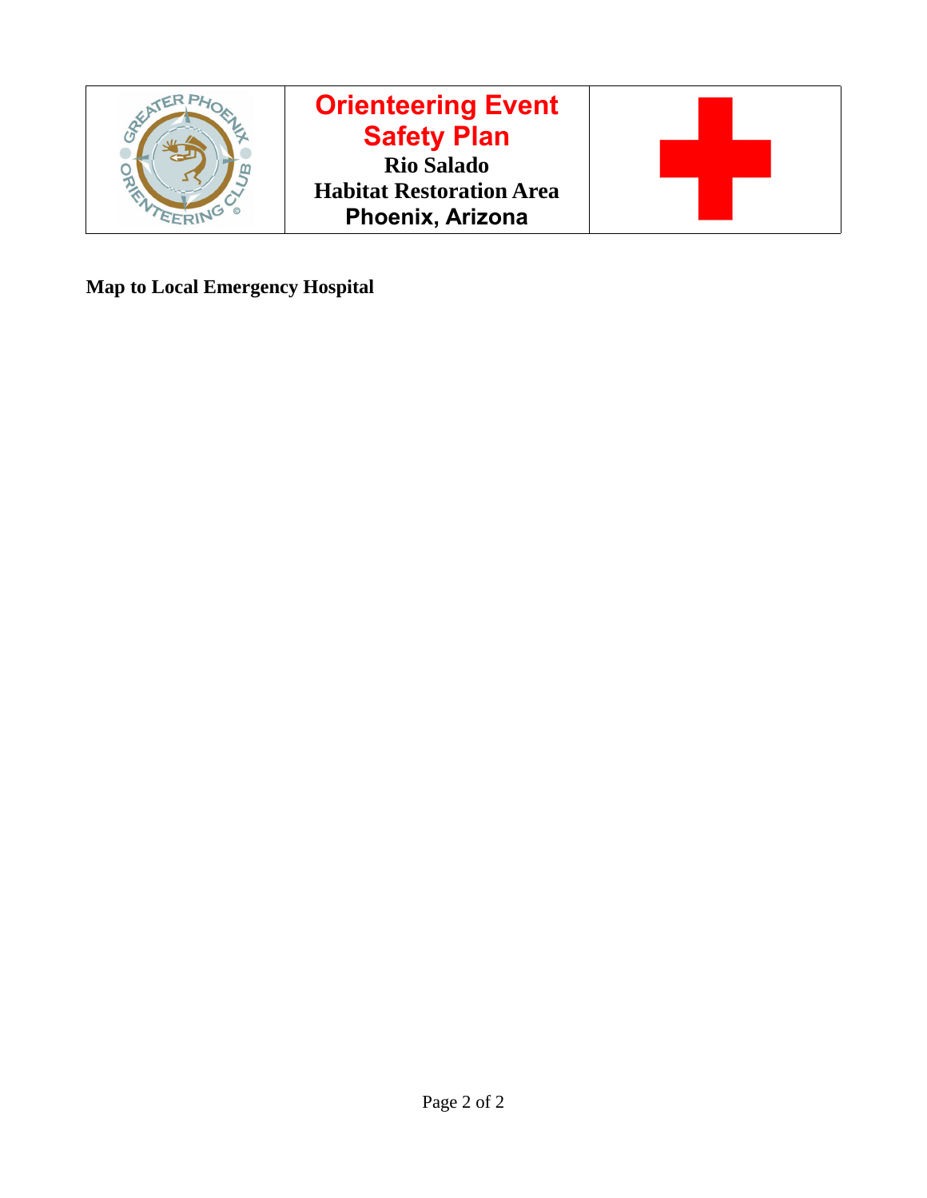| | Orienteering Event Safety Plan<br>Rio Salado<br>Habitat Restoration Area<br>Phoenix, Arizona | |
|---|---|---|

**Map to Local Emergency Hospital**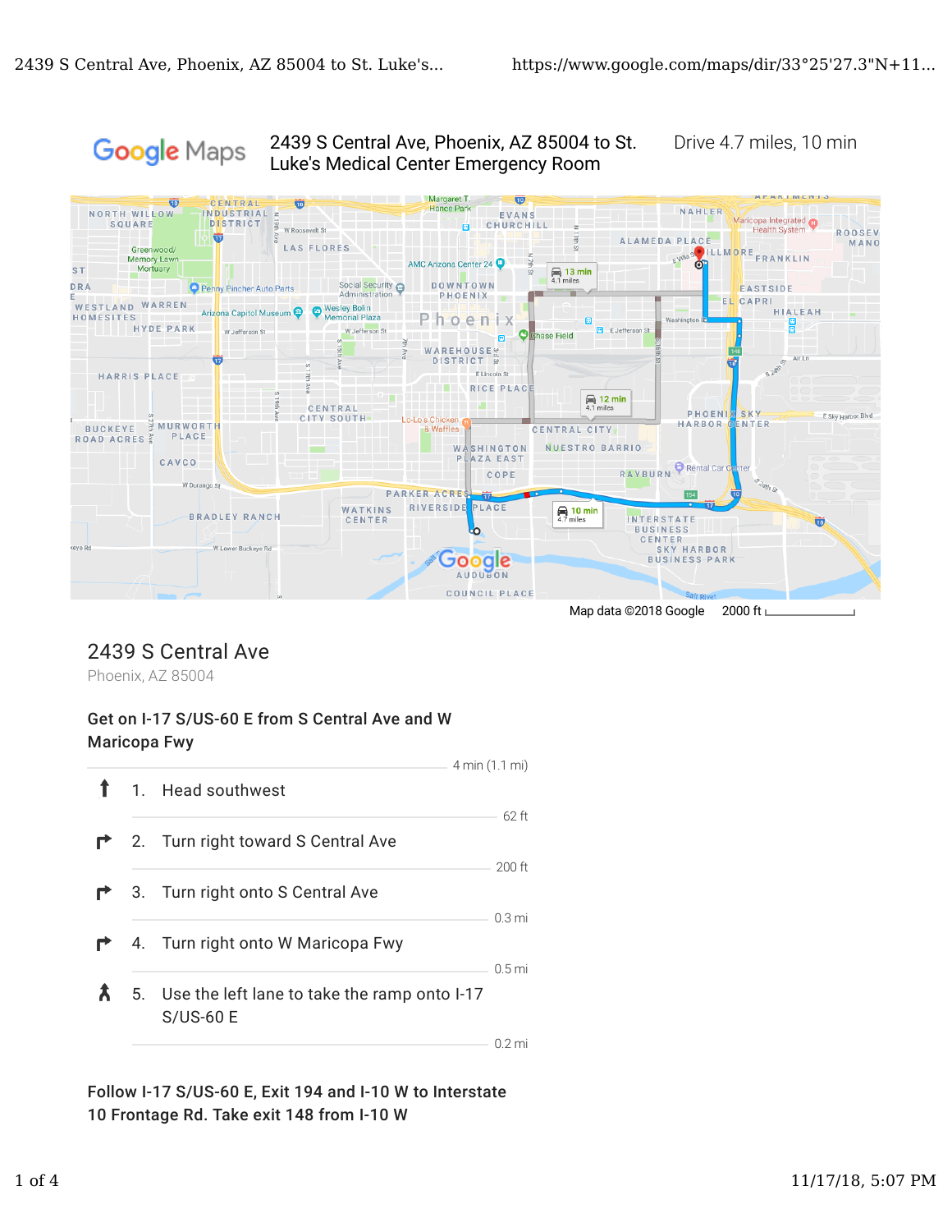Google Maps

2439 S Central Ave, Phoenix, AZ 85004 to St. Luke's Medical Center Emergency Room

Drive 4.7 miles, 10 min

Map data ©2018 Google    2000 ft

## 2439 S Central Ave

Phoenix, AZ 85004

### Get on I-17 S/US-60 E from S Central Ave and W Maricopa Fwy

4 min (1.1 mi)

1. Head southwest

   62 ft

2. Turn right toward S Central Ave

   200 ft

3. Turn right onto S Central Ave

   0.3 mi

4. Turn right onto W Maricopa Fwy

   0.5 mi

5. Use the left lane to take the ramp onto I-17 S/US-60 E

   0.2 mi

### Follow I-17 S/US-60 E, Exit 194 and I-10 W to Interstate 10 Frontage Rd. Take exit 148 from I-10 W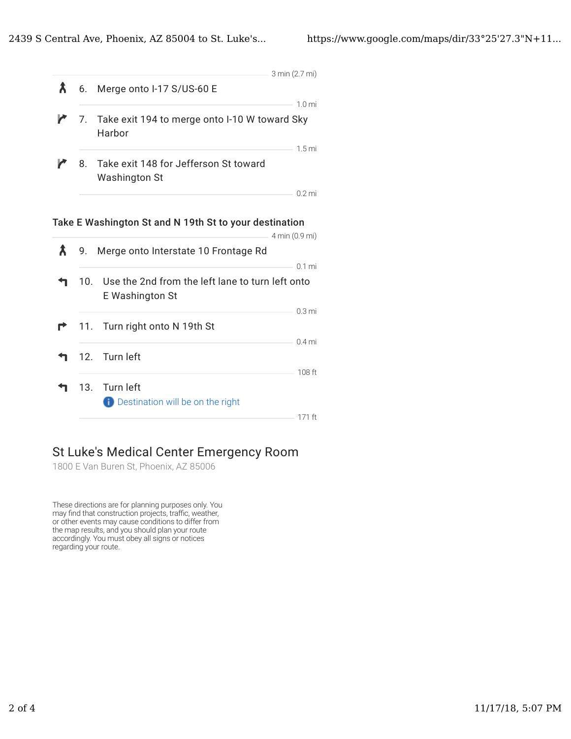3 min (2.7 mi)

6. Merge onto I-17 S/US-60 E

1.0 mi

7. Take exit 194 to merge onto I-10 W toward Sky Harbor

1.5 mi

8. Take exit 148 for Jefferson St toward Washington St

0.2 mi

## Take E Washington St and N 19th St to your destination

4 min (0.9 mi)

9. Merge onto Interstate 10 Frontage Rd

0.1 mi

10. Use the 2nd from the left lane to turn left onto E Washington St

0.3 mi

11. Turn right onto N 19th St

0.4 mi

12. Turn left

108 ft

13. Turn left

   Destination will be on the right

171 ft

## St Luke's Medical Center Emergency Room

1800 E Van Buren St, Phoenix, AZ 85006

These directions are for planning purposes only. You may find that construction projects, traffic, weather, or other events may cause conditions to differ from the map results, and you should plan your route accordingly. You must obey all signs or notices regarding your route.